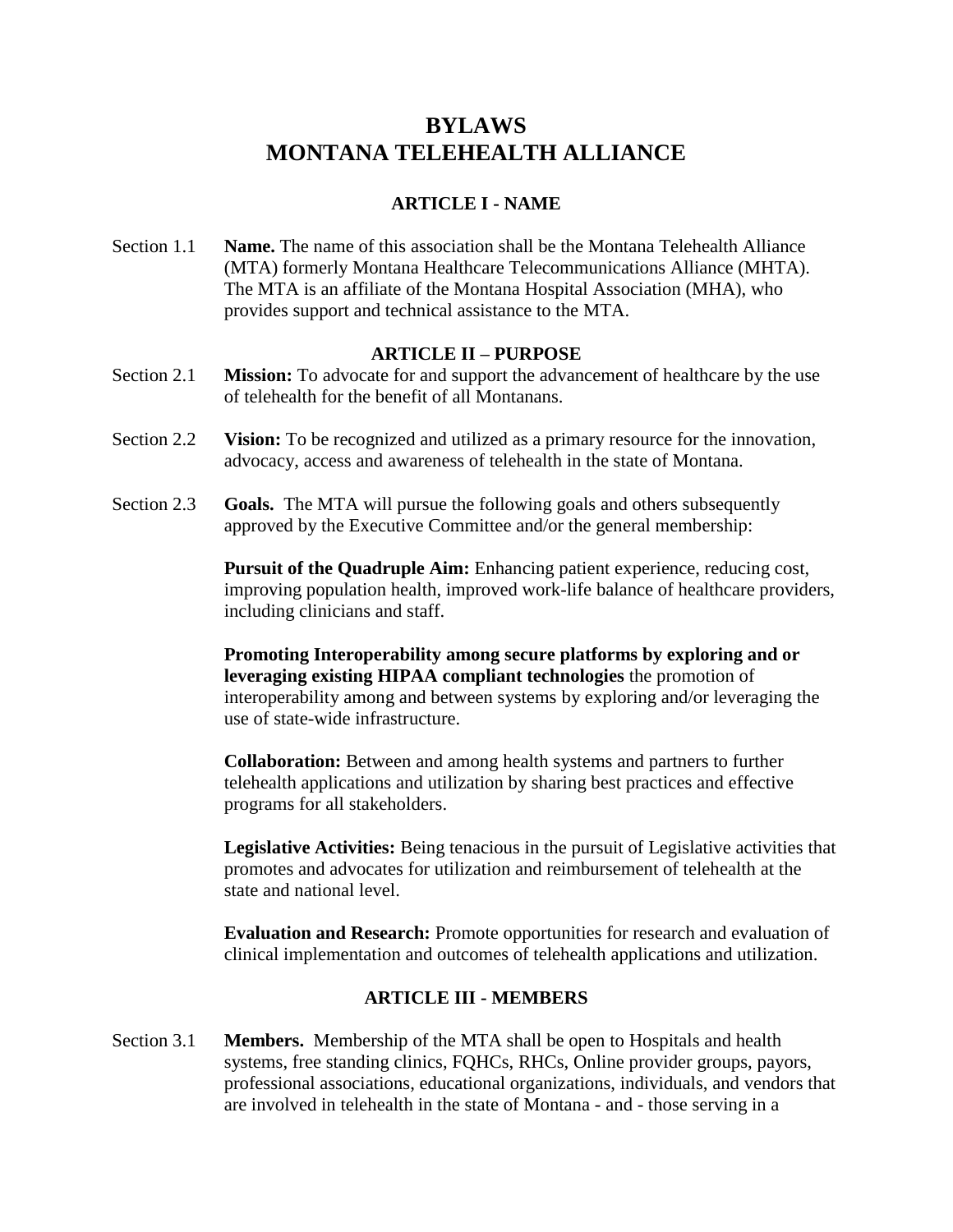# BYLAWS
# MONTANA TELEHEALTH ALLIANCE

## ARTICLE I - NAME

Section 1.1 **Name.** The name of this association shall be the Montana Telehealth Alliance (MTA) formerly Montana Healthcare Telecommunications Alliance (MHTA). The MTA is an affiliate of the Montana Hospital Association (MHA), who provides support and technical assistance to the MTA.

## ARTICLE II – PURPOSE

Section 2.1 **Mission:** To advocate for and support the advancement of healthcare by the use of telehealth for the benefit of all Montanans.

Section 2.2 **Vision:** To be recognized and utilized as a primary resource for the innovation, advocacy, access and awareness of telehealth in the state of Montana.

Section 2.3 **Goals.** The MTA will pursue the following goals and others subsequently approved by the Executive Committee and/or the general membership:

**Pursuit of the Quadruple Aim:** Enhancing patient experience, reducing cost, improving population health, improved work-life balance of healthcare providers, including clinicians and staff.

**Promoting Interoperability among secure platforms by exploring and or leveraging existing HIPAA compliant technologies** the promotion of interoperability among and between systems by exploring and/or leveraging the use of state-wide infrastructure.

**Collaboration:** Between and among health systems and partners to further telehealth applications and utilization by sharing best practices and effective programs for all stakeholders.

**Legislative Activities:** Being tenacious in the pursuit of Legislative activities that promotes and advocates for utilization and reimbursement of telehealth at the state and national level.

**Evaluation and Research:** Promote opportunities for research and evaluation of clinical implementation and outcomes of telehealth applications and utilization.

## ARTICLE III - MEMBERS

Section 3.1 **Members.** Membership of the MTA shall be open to Hospitals and health systems, free standing clinics, FQHCs, RHCs, Online provider groups, payors, professional associations, educational organizations, individuals, and vendors that are involved in telehealth in the state of Montana - and - those serving in a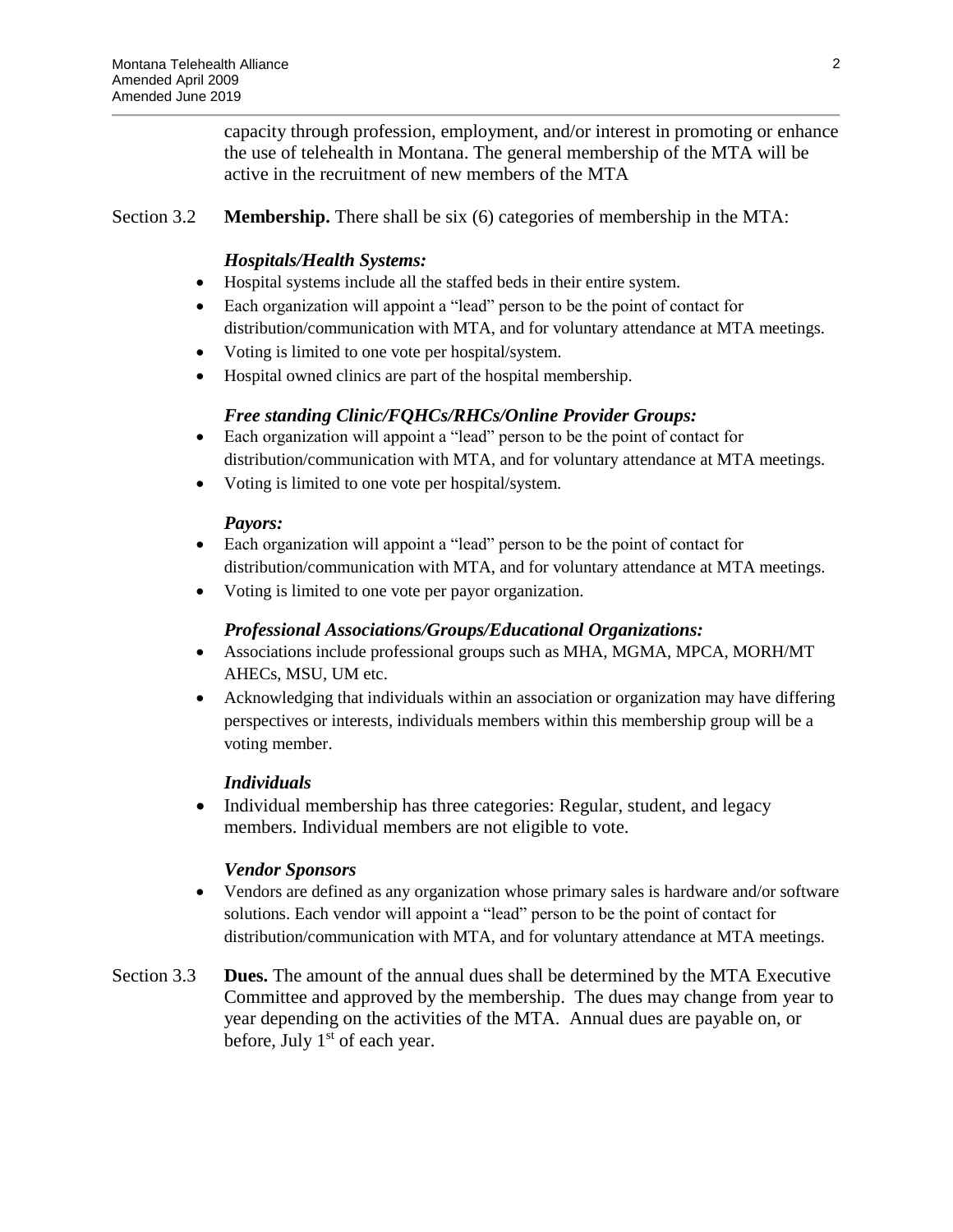capacity through profession, employment, and/or interest in promoting or enhance the use of telehealth in Montana. The general membership of the MTA will be active in the recruitment of new members of the MTA

Section 3.2 **Membership.** There shall be six (6) categories of membership in the MTA:

***Hospitals/Health Systems:***

- Hospital systems include all the staffed beds in their entire system.
- Each organization will appoint a "lead" person to be the point of contact for distribution/communication with MTA, and for voluntary attendance at MTA meetings.
- Voting is limited to one vote per hospital/system.
- Hospital owned clinics are part of the hospital membership.

***Free standing Clinic/FQHCs/RHCs/Online Provider Groups:***

- Each organization will appoint a "lead" person to be the point of contact for distribution/communication with MTA, and for voluntary attendance at MTA meetings.
- Voting is limited to one vote per hospital/system.

***Payors:***

- Each organization will appoint a "lead" person to be the point of contact for distribution/communication with MTA, and for voluntary attendance at MTA meetings.
- Voting is limited to one vote per payor organization.

***Professional Associations/Groups/Educational Organizations:***

- Associations include professional groups such as MHA, MGMA, MPCA, MORH/MT AHECs, MSU, UM etc.
- Acknowledging that individuals within an association or organization may have differing perspectives or interests, individuals members within this membership group will be a voting member.

***Individuals***

- Individual membership has three categories: Regular, student, and legacy members. Individual members are not eligible to vote.

***Vendor Sponsors***

- Vendors are defined as any organization whose primary sales is hardware and/or software solutions. Each vendor will appoint a "lead" person to be the point of contact for distribution/communication with MTA, and for voluntary attendance at MTA meetings.

Section 3.3 **Dues.** The amount of the annual dues shall be determined by the MTA Executive Committee and approved by the membership. The dues may change from year to year depending on the activities of the MTA. Annual dues are payable on, or before, July 1st of each year.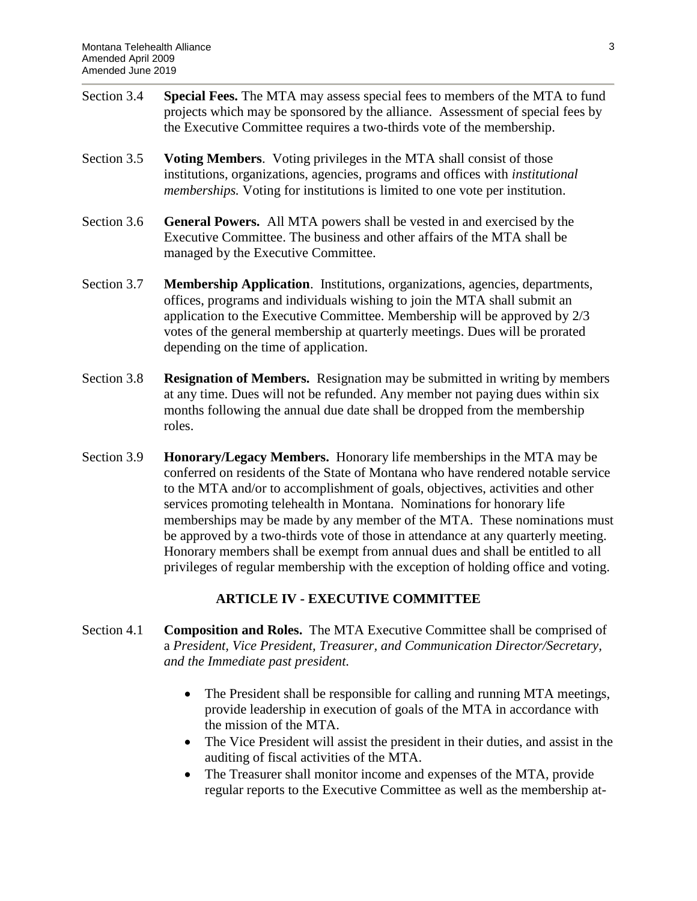Section 3.4 **Special Fees.** The MTA may assess special fees to members of the MTA to fund projects which may be sponsored by the alliance. Assessment of special fees by the Executive Committee requires a two-thirds vote of the membership.

Section 3.5 **Voting Members**. Voting privileges in the MTA shall consist of those institutions, organizations, agencies, programs and offices with *institutional memberships.* Voting for institutions is limited to one vote per institution.

Section 3.6 **General Powers.** All MTA powers shall be vested in and exercised by the Executive Committee. The business and other affairs of the MTA shall be managed by the Executive Committee.

Section 3.7 **Membership Application**. Institutions, organizations, agencies, departments, offices, programs and individuals wishing to join the MTA shall submit an application to the Executive Committee. Membership will be approved by 2/3 votes of the general membership at quarterly meetings. Dues will be prorated depending on the time of application.

Section 3.8 **Resignation of Members.** Resignation may be submitted in writing by members at any time. Dues will not be refunded. Any member not paying dues within six months following the annual due date shall be dropped from the membership roles.

Section 3.9 **Honorary/Legacy Members.** Honorary life memberships in the MTA may be conferred on residents of the State of Montana who have rendered notable service to the MTA and/or to accomplishment of goals, objectives, activities and other services promoting telehealth in Montana. Nominations for honorary life memberships may be made by any member of the MTA. These nominations must be approved by a two-thirds vote of those in attendance at any quarterly meeting. Honorary members shall be exempt from annual dues and shall be entitled to all privileges of regular membership with the exception of holding office and voting.

## ARTICLE IV - EXECUTIVE COMMITTEE

Section 4.1 **Composition and Roles.** The MTA Executive Committee shall be comprised of a *President, Vice President, Treasurer, and Communication Director/Secretary, and the Immediate past president.*

- The President shall be responsible for calling and running MTA meetings, provide leadership in execution of goals of the MTA in accordance with the mission of the MTA.
- The Vice President will assist the president in their duties, and assist in the auditing of fiscal activities of the MTA.
- The Treasurer shall monitor income and expenses of the MTA, provide regular reports to the Executive Committee as well as the membership at-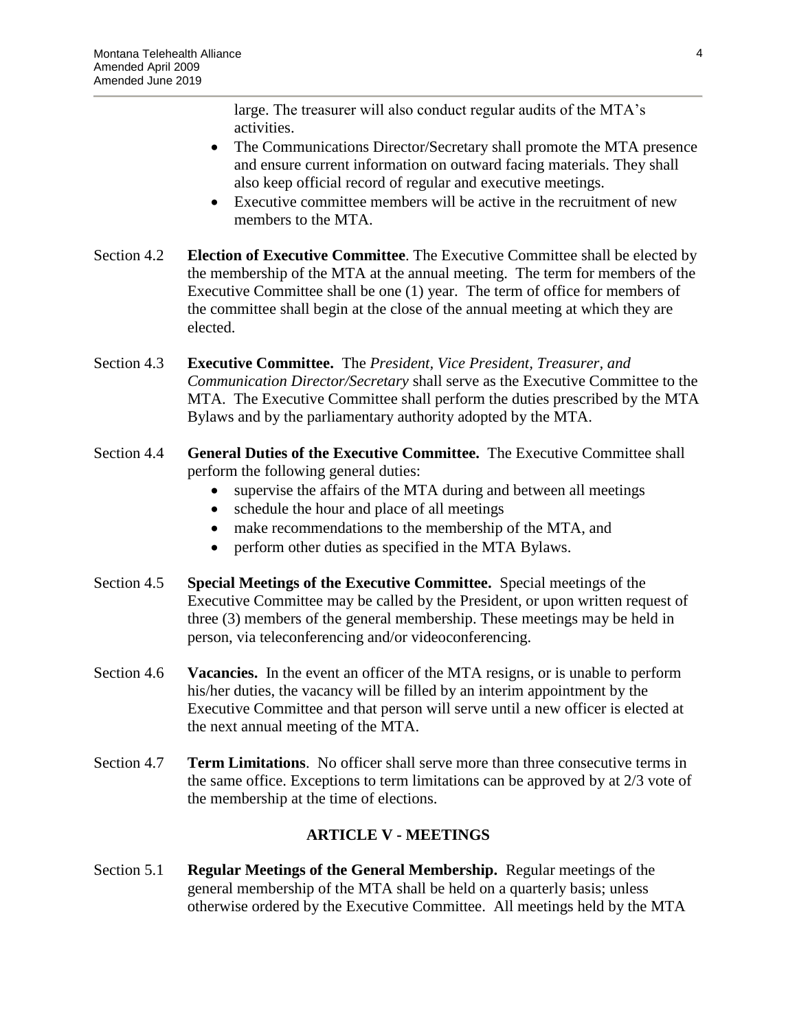large. The treasurer will also conduct regular audits of the MTA's activities.

- The Communications Director/Secretary shall promote the MTA presence and ensure current information on outward facing materials. They shall also keep official record of regular and executive meetings.
- Executive committee members will be active in the recruitment of new members to the MTA.

Section 4.2 **Election of Executive Committee**. The Executive Committee shall be elected by the membership of the MTA at the annual meeting. The term for members of the Executive Committee shall be one (1) year. The term of office for members of the committee shall begin at the close of the annual meeting at which they are elected.

Section 4.3 **Executive Committee.** The *President, Vice President, Treasurer, and Communication Director/Secretary* shall serve as the Executive Committee to the MTA. The Executive Committee shall perform the duties prescribed by the MTA Bylaws and by the parliamentary authority adopted by the MTA.

Section 4.4 **General Duties of the Executive Committee.** The Executive Committee shall perform the following general duties:

- supervise the affairs of the MTA during and between all meetings
- schedule the hour and place of all meetings
- make recommendations to the membership of the MTA, and
- perform other duties as specified in the MTA Bylaws.

Section 4.5 **Special Meetings of the Executive Committee.** Special meetings of the Executive Committee may be called by the President, or upon written request of three (3) members of the general membership. These meetings may be held in person, via teleconferencing and/or videoconferencing.

Section 4.6 **Vacancies.** In the event an officer of the MTA resigns, or is unable to perform his/her duties, the vacancy will be filled by an interim appointment by the Executive Committee and that person will serve until a new officer is elected at the next annual meeting of the MTA.

Section 4.7 **Term Limitations**. No officer shall serve more than three consecutive terms in the same office. Exceptions to term limitations can be approved by at 2/3 vote of the membership at the time of elections.

## ARTICLE V - MEETINGS

Section 5.1 **Regular Meetings of the General Membership.** Regular meetings of the general membership of the MTA shall be held on a quarterly basis; unless otherwise ordered by the Executive Committee. All meetings held by the MTA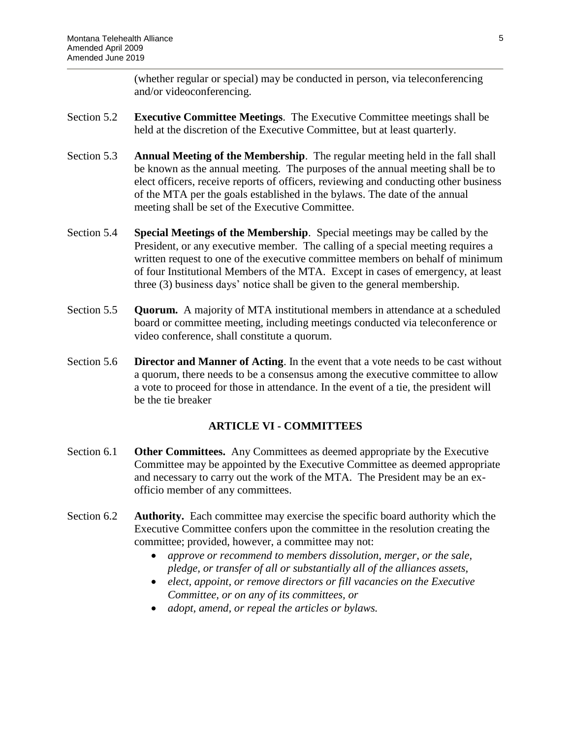(whether regular or special) may be conducted in person, via teleconferencing and/or videoconferencing.

Section 5.2 **Executive Committee Meetings**. The Executive Committee meetings shall be held at the discretion of the Executive Committee, but at least quarterly.

Section 5.3 **Annual Meeting of the Membership**. The regular meeting held in the fall shall be known as the annual meeting. The purposes of the annual meeting shall be to elect officers, receive reports of officers, reviewing and conducting other business of the MTA per the goals established in the bylaws. The date of the annual meeting shall be set of the Executive Committee.

Section 5.4 **Special Meetings of the Membership**. Special meetings may be called by the President, or any executive member. The calling of a special meeting requires a written request to one of the executive committee members on behalf of minimum of four Institutional Members of the MTA. Except in cases of emergency, at least three (3) business days' notice shall be given to the general membership.

Section 5.5 **Quorum.** A majority of MTA institutional members in attendance at a scheduled board or committee meeting, including meetings conducted via teleconference or video conference, shall constitute a quorum.

Section 5.6 **Director and Manner of Acting**. In the event that a vote needs to be cast without a quorum, there needs to be a consensus among the executive committee to allow a vote to proceed for those in attendance. In the event of a tie, the president will be the tie breaker

## ARTICLE VI - COMMITTEES

Section 6.1 **Other Committees.** Any Committees as deemed appropriate by the Executive Committee may be appointed by the Executive Committee as deemed appropriate and necessary to carry out the work of the MTA. The President may be an ex-officio member of any committees.

Section 6.2 **Authority.** Each committee may exercise the specific board authority which the Executive Committee confers upon the committee in the resolution creating the committee; provided, however, a committee may not:

- *approve or recommend to members dissolution, merger, or the sale, pledge, or transfer of all or substantially all of the alliances assets,*
- *elect, appoint, or remove directors or fill vacancies on the Executive Committee, or on any of its committees, or*
- *adopt, amend, or repeal the articles or bylaws.*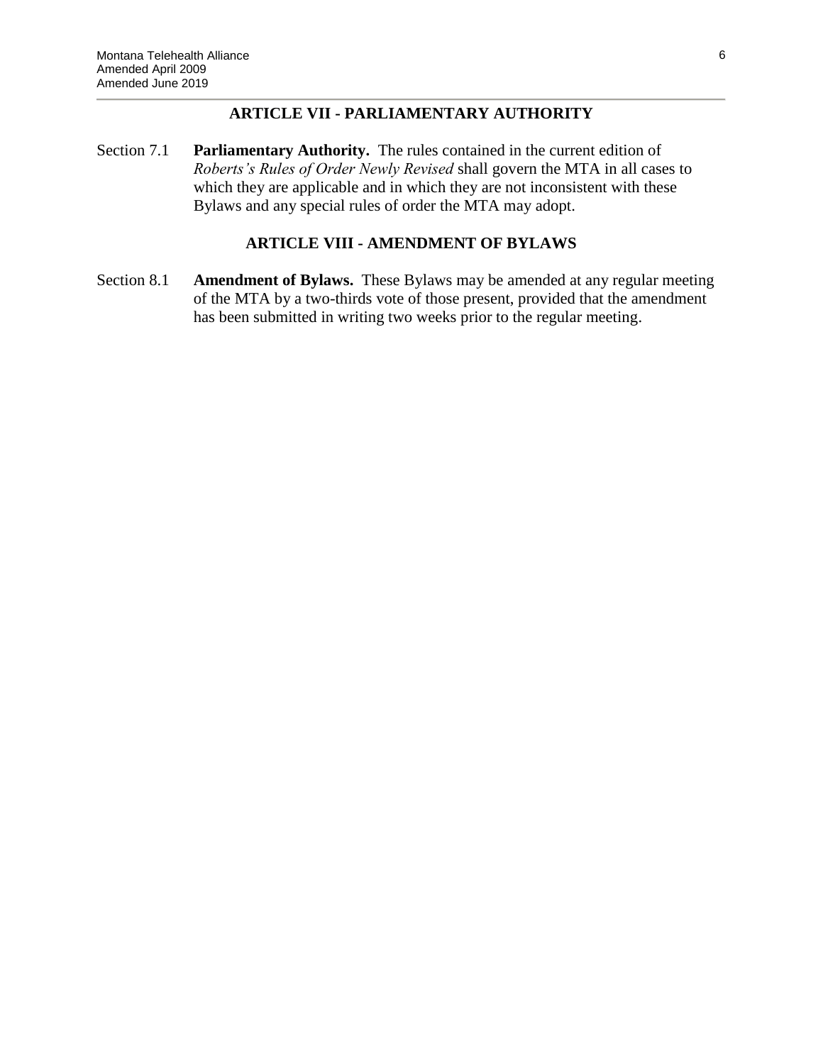## ARTICLE VII - PARLIAMENTARY AUTHORITY

Section 7.1 **Parliamentary Authority.** The rules contained in the current edition of *Roberts's Rules of Order Newly Revised* shall govern the MTA in all cases to which they are applicable and in which they are not inconsistent with these Bylaws and any special rules of order the MTA may adopt.

## ARTICLE VIII - AMENDMENT OF BYLAWS

Section 8.1 **Amendment of Bylaws.** These Bylaws may be amended at any regular meeting of the MTA by a two-thirds vote of those present, provided that the amendment has been submitted in writing two weeks prior to the regular meeting.